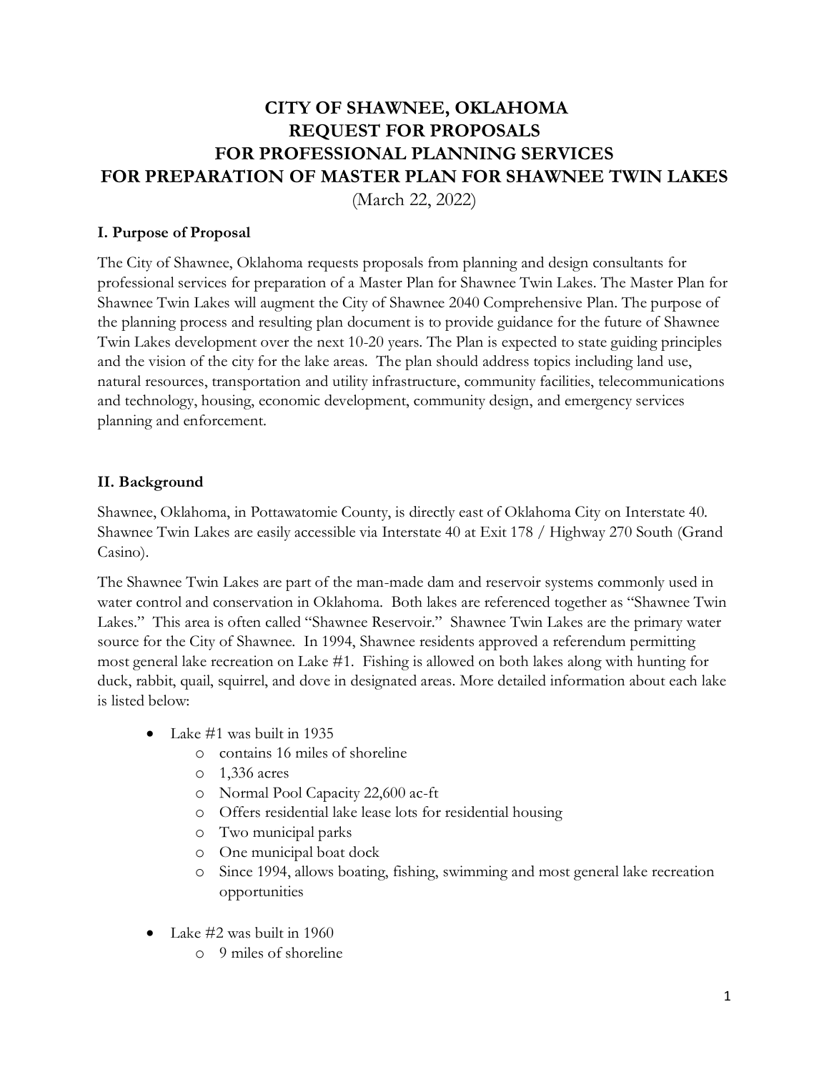# CITY OF SHAWNEE, OKLAHOMA
# REQUEST FOR PROPOSALS
# FOR PROFESSIONAL PLANNING SERVICES
# FOR PREPARATION OF MASTER PLAN FOR SHAWNEE TWIN LAKES

(March 22, 2022)

## I. Purpose of Proposal

The City of Shawnee, Oklahoma requests proposals from planning and design consultants for professional services for preparation of a Master Plan for Shawnee Twin Lakes. The Master Plan for Shawnee Twin Lakes will augment the City of Shawnee 2040 Comprehensive Plan. The purpose of the planning process and resulting plan document is to provide guidance for the future of Shawnee Twin Lakes development over the next 10-20 years. The Plan is expected to state guiding principles and the vision of the city for the lake areas. The plan should address topics including land use, natural resources, transportation and utility infrastructure, community facilities, telecommunications and technology, housing, economic development, community design, and emergency services planning and enforcement.

## II. Background

Shawnee, Oklahoma, in Pottawatomie County, is directly east of Oklahoma City on Interstate 40. Shawnee Twin Lakes are easily accessible via Interstate 40 at Exit 178 / Highway 270 South (Grand Casino).

The Shawnee Twin Lakes are part of the man-made dam and reservoir systems commonly used in water control and conservation in Oklahoma. Both lakes are referenced together as "Shawnee Twin Lakes." This area is often called "Shawnee Reservoir." Shawnee Twin Lakes are the primary water source for the City of Shawnee. In 1994, Shawnee residents approved a referendum permitting most general lake recreation on Lake #1. Fishing is allowed on both lakes along with hunting for duck, rabbit, quail, squirrel, and dove in designated areas. More detailed information about each lake is listed below:

- Lake #1 was built in 1935
  - contains 16 miles of shoreline
  - 1,336 acres
  - Normal Pool Capacity 22,600 ac-ft
  - Offers residential lake lease lots for residential housing
  - Two municipal parks
  - One municipal boat dock
  - Since 1994, allows boating, fishing, swimming and most general lake recreation opportunities

- Lake #2 was built in 1960
  - 9 miles of shoreline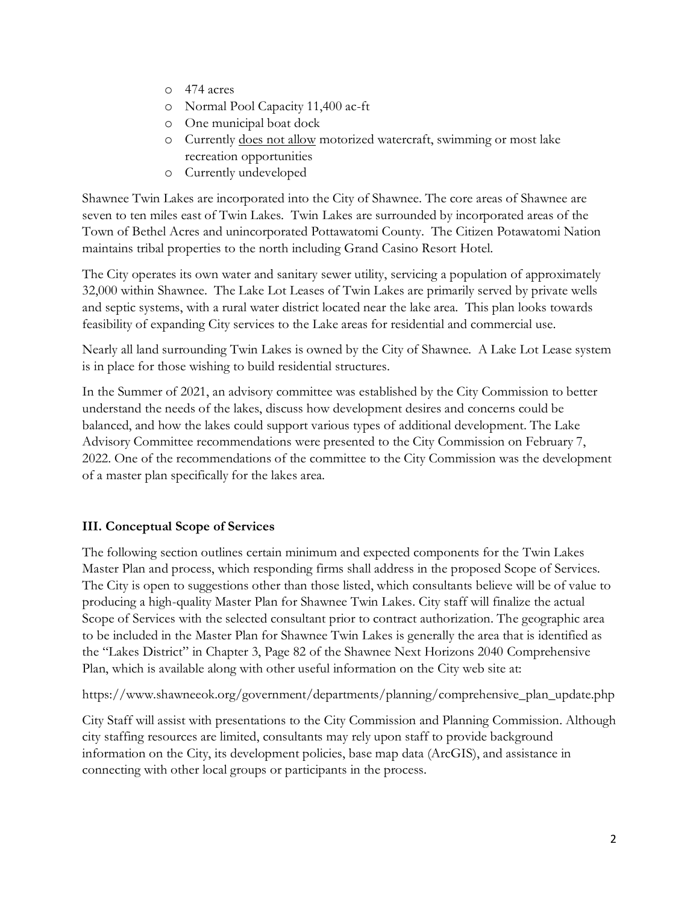- 474 acres
- Normal Pool Capacity 11,400 ac-ft
- One municipal boat dock
- Currently <u>does not allow</u> motorized watercraft, swimming or most lake recreation opportunities
- Currently undeveloped

Shawnee Twin Lakes are incorporated into the City of Shawnee. The core areas of Shawnee are seven to ten miles east of Twin Lakes. Twin Lakes are surrounded by incorporated areas of the Town of Bethel Acres and unincorporated Pottawatomi County. The Citizen Potawatomi Nation maintains tribal properties to the north including Grand Casino Resort Hotel.

The City operates its own water and sanitary sewer utility, servicing a population of approximately 32,000 within Shawnee. The Lake Lot Leases of Twin Lakes are primarily served by private wells and septic systems, with a rural water district located near the lake area. This plan looks towards feasibility of expanding City services to the Lake areas for residential and commercial use.

Nearly all land surrounding Twin Lakes is owned by the City of Shawnee. A Lake Lot Lease system is in place for those wishing to build residential structures.

In the Summer of 2021, an advisory committee was established by the City Commission to better understand the needs of the lakes, discuss how development desires and concerns could be balanced, and how the lakes could support various types of additional development. The Lake Advisory Committee recommendations were presented to the City Commission on February 7, 2022. One of the recommendations of the committee to the City Commission was the development of a master plan specifically for the lakes area.

## III. Conceptual Scope of Services

The following section outlines certain minimum and expected components for the Twin Lakes Master Plan and process, which responding firms shall address in the proposed Scope of Services. The City is open to suggestions other than those listed, which consultants believe will be of value to producing a high-quality Master Plan for Shawnee Twin Lakes. City staff will finalize the actual Scope of Services with the selected consultant prior to contract authorization. The geographic area to be included in the Master Plan for Shawnee Twin Lakes is generally the area that is identified as the "Lakes District" in Chapter 3, Page 82 of the Shawnee Next Horizons 2040 Comprehensive Plan, which is available along with other useful information on the City web site at:

https://www.shawneeok.org/government/departments/planning/comprehensive_plan_update.php

City Staff will assist with presentations to the City Commission and Planning Commission. Although city staffing resources are limited, consultants may rely upon staff to provide background information on the City, its development policies, base map data (ArcGIS), and assistance in connecting with other local groups or participants in the process.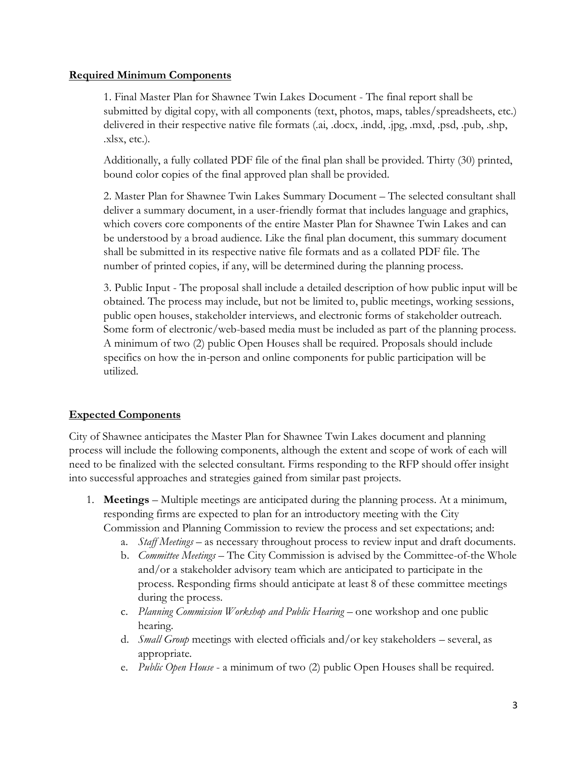**Required Minimum Components**

1. Final Master Plan for Shawnee Twin Lakes Document - The final report shall be submitted by digital copy, with all components (text, photos, maps, tables/spreadsheets, etc.) delivered in their respective native file formats (.ai, .docx, .indd, .jpg, .mxd, .psd, .pub, .shp, .xlsx, etc.).

   Additionally, a fully collated PDF file of the final plan shall be provided. Thirty (30) printed, bound color copies of the final approved plan shall be provided.

2. Master Plan for Shawnee Twin Lakes Summary Document – The selected consultant shall deliver a summary document, in a user-friendly format that includes language and graphics, which covers core components of the entire Master Plan for Shawnee Twin Lakes and can be understood by a broad audience. Like the final plan document, this summary document shall be submitted in its respective native file formats and as a collated PDF file. The number of printed copies, if any, will be determined during the planning process.

3. Public Input - The proposal shall include a detailed description of how public input will be obtained. The process may include, but not be limited to, public meetings, working sessions, public open houses, stakeholder interviews, and electronic forms of stakeholder outreach. Some form of electronic/web-based media must be included as part of the planning process. A minimum of two (2) public Open Houses shall be required. Proposals should include specifics on how the in-person and online components for public participation will be utilized.

**Expected Components**

City of Shawnee anticipates the Master Plan for Shawnee Twin Lakes document and planning process will include the following components, although the extent and scope of work of each will need to be finalized with the selected consultant. Firms responding to the RFP should offer insight into successful approaches and strategies gained from similar past projects.

1. **Meetings** – Multiple meetings are anticipated during the planning process. At a minimum, responding firms are expected to plan for an introductory meeting with the City Commission and Planning Commission to review the process and set expectations; and:
   a. *Staff Meetings* – as necessary throughout process to review input and draft documents.
   b. *Committee Meetings* – The City Commission is advised by the Committee-of-the Whole and/or a stakeholder advisory team which are anticipated to participate in the process. Responding firms should anticipate at least 8 of these committee meetings during the process.
   c. *Planning Commission Workshop and Public Hearing* – one workshop and one public hearing.
   d. *Small Group* meetings with elected officials and/or key stakeholders – several, as appropriate.
   e. *Public Open House* - a minimum of two (2) public Open Houses shall be required.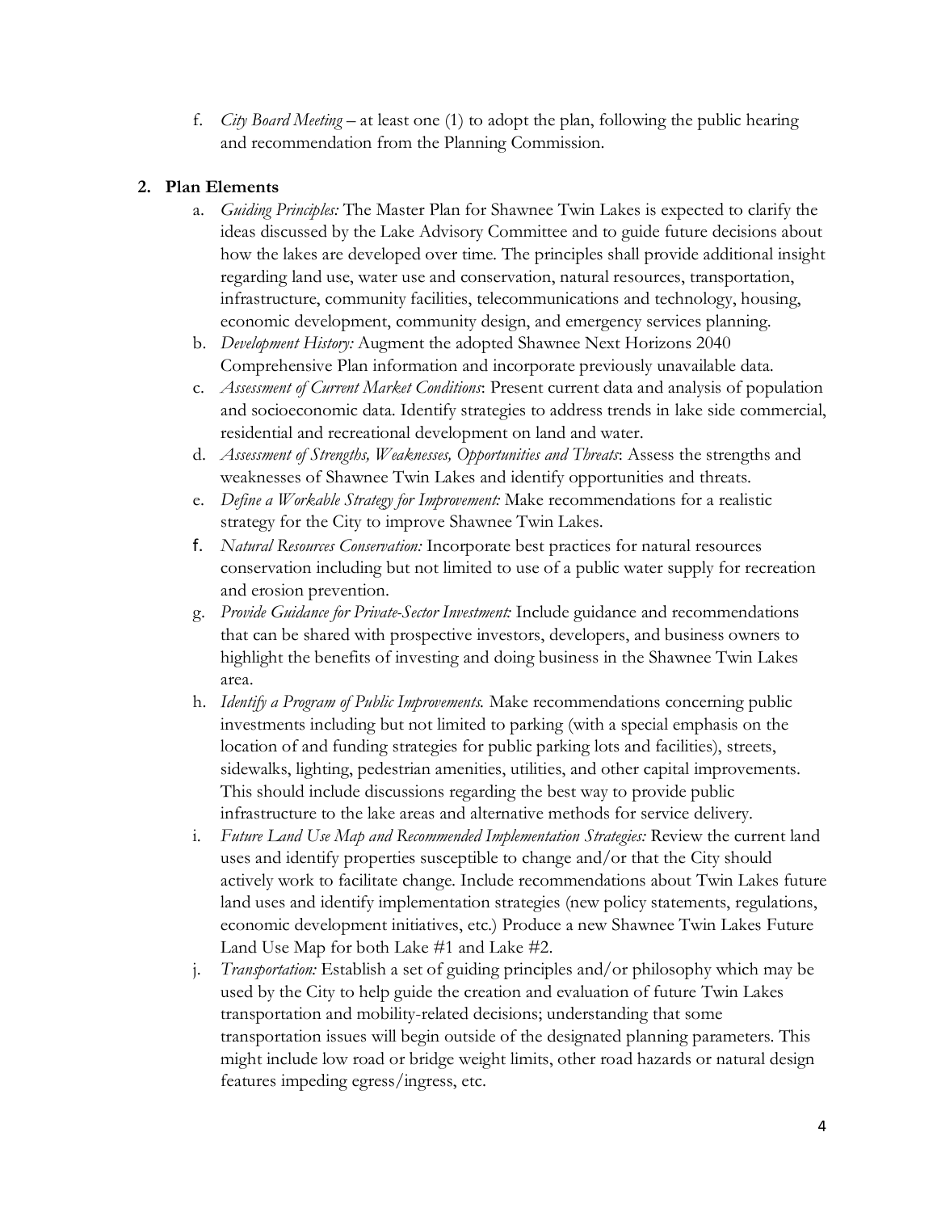f. *City Board Meeting* – at least one (1) to adopt the plan, following the public hearing and recommendation from the Planning Commission.

**2. Plan Elements**

a. *Guiding Principles:* The Master Plan for Shawnee Twin Lakes is expected to clarify the ideas discussed by the Lake Advisory Committee and to guide future decisions about how the lakes are developed over time. The principles shall provide additional insight regarding land use, water use and conservation, natural resources, transportation, infrastructure, community facilities, telecommunications and technology, housing, economic development, community design, and emergency services planning.

b. *Development History:* Augment the adopted Shawnee Next Horizons 2040 Comprehensive Plan information and incorporate previously unavailable data.

c. *Assessment of Current Market Conditions*: Present current data and analysis of population and socioeconomic data. Identify strategies to address trends in lake side commercial, residential and recreational development on land and water.

d. *Assessment of Strengths, Weaknesses, Opportunities and Threats*: Assess the strengths and weaknesses of Shawnee Twin Lakes and identify opportunities and threats.

e. *Define a Workable Strategy for Improvement:* Make recommendations for a realistic strategy for the City to improve Shawnee Twin Lakes.

f. *Natural Resources Conservation:* Incorporate best practices for natural resources conservation including but not limited to use of a public water supply for recreation and erosion prevention.

g. *Provide Guidance for Private-Sector Investment:* Include guidance and recommendations that can be shared with prospective investors, developers, and business owners to highlight the benefits of investing and doing business in the Shawnee Twin Lakes area.

h. *Identify a Program of Public Improvements.* Make recommendations concerning public investments including but not limited to parking (with a special emphasis on the location of and funding strategies for public parking lots and facilities), streets, sidewalks, lighting, pedestrian amenities, utilities, and other capital improvements. This should include discussions regarding the best way to provide public infrastructure to the lake areas and alternative methods for service delivery.

i. *Future Land Use Map and Recommended Implementation Strategies:* Review the current land uses and identify properties susceptible to change and/or that the City should actively work to facilitate change. Include recommendations about Twin Lakes future land uses and identify implementation strategies (new policy statements, regulations, economic development initiatives, etc.) Produce a new Shawnee Twin Lakes Future Land Use Map for both Lake #1 and Lake #2.

j. *Transportation:* Establish a set of guiding principles and/or philosophy which may be used by the City to help guide the creation and evaluation of future Twin Lakes transportation and mobility-related decisions; understanding that some transportation issues will begin outside of the designated planning parameters. This might include low road or bridge weight limits, other road hazards or natural design features impeding egress/ingress, etc.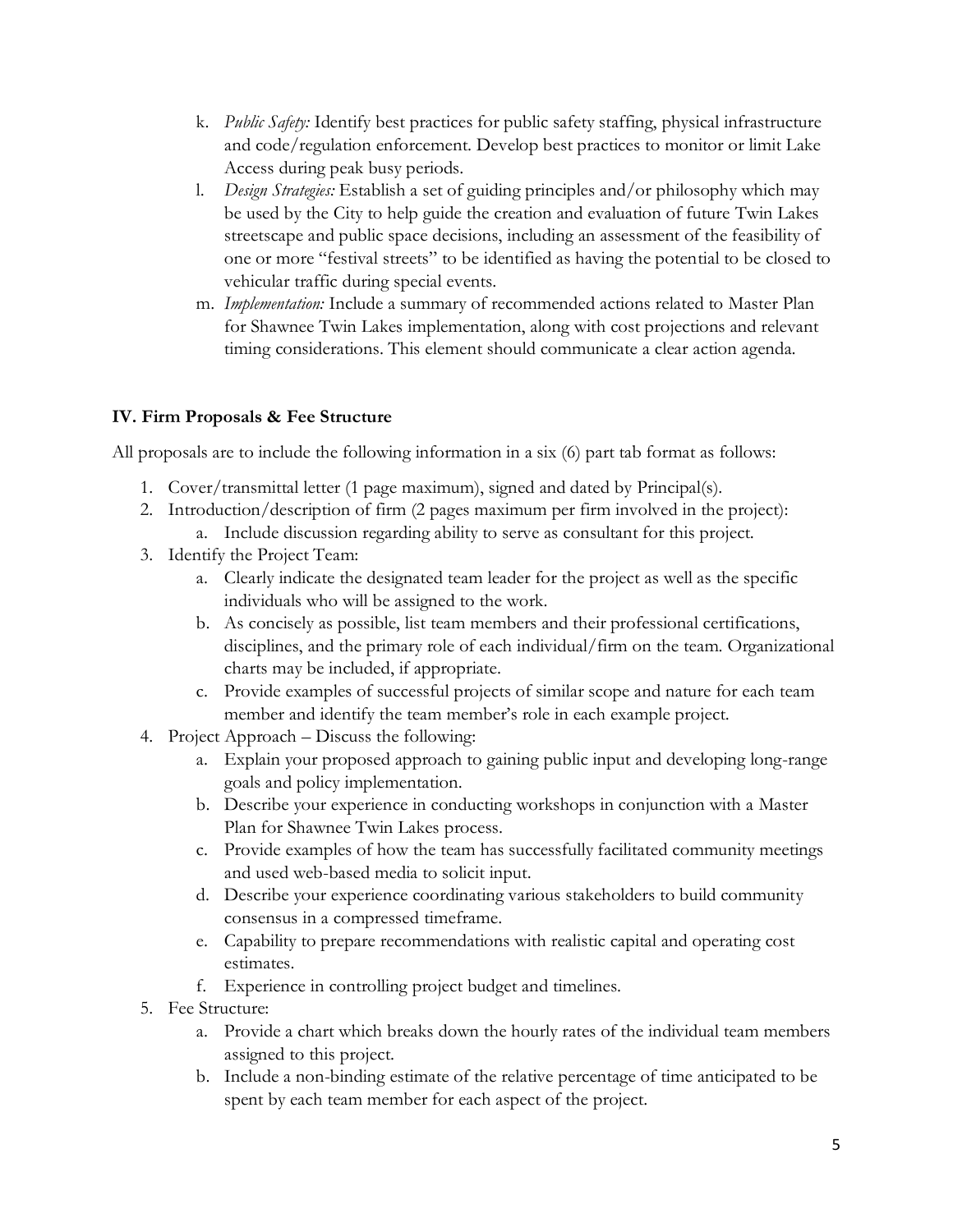k. *Public Safety:* Identify best practices for public safety staffing, physical infrastructure and code/regulation enforcement. Develop best practices to monitor or limit Lake Access during peak busy periods.

l. *Design Strategies:* Establish a set of guiding principles and/or philosophy which may be used by the City to help guide the creation and evaluation of future Twin Lakes streetscape and public space decisions, including an assessment of the feasibility of one or more "festival streets" to be identified as having the potential to be closed to vehicular traffic during special events.

m. *Implementation:* Include a summary of recommended actions related to Master Plan for Shawnee Twin Lakes implementation, along with cost projections and relevant timing considerations. This element should communicate a clear action agenda.

## IV. Firm Proposals & Fee Structure

All proposals are to include the following information in a six (6) part tab format as follows:

1. Cover/transmittal letter (1 page maximum), signed and dated by Principal(s).
2. Introduction/description of firm (2 pages maximum per firm involved in the project):
   a. Include discussion regarding ability to serve as consultant for this project.
3. Identify the Project Team:
   a. Clearly indicate the designated team leader for the project as well as the specific individuals who will be assigned to the work.
   b. As concisely as possible, list team members and their professional certifications, disciplines, and the primary role of each individual/firm on the team. Organizational charts may be included, if appropriate.
   c. Provide examples of successful projects of similar scope and nature for each team member and identify the team member's role in each example project.
4. Project Approach – Discuss the following:
   a. Explain your proposed approach to gaining public input and developing long-range goals and policy implementation.
   b. Describe your experience in conducting workshops in conjunction with a Master Plan for Shawnee Twin Lakes process.
   c. Provide examples of how the team has successfully facilitated community meetings and used web-based media to solicit input.
   d. Describe your experience coordinating various stakeholders to build community consensus in a compressed timeframe.
   e. Capability to prepare recommendations with realistic capital and operating cost estimates.
   f. Experience in controlling project budget and timelines.
5. Fee Structure:
   a. Provide a chart which breaks down the hourly rates of the individual team members assigned to this project.
   b. Include a non-binding estimate of the relative percentage of time anticipated to be spent by each team member for each aspect of the project.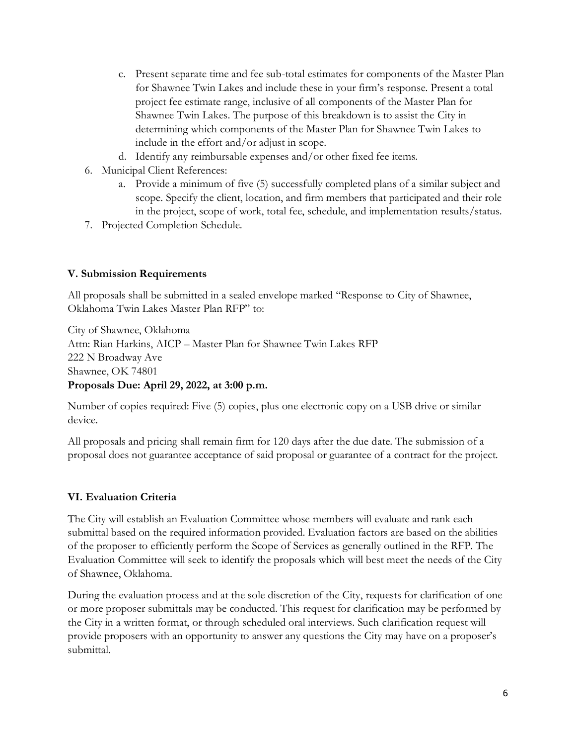c. Present separate time and fee sub-total estimates for components of the Master Plan for Shawnee Twin Lakes and include these in your firm's response. Present a total project fee estimate range, inclusive of all components of the Master Plan for Shawnee Twin Lakes. The purpose of this breakdown is to assist the City in determining which components of the Master Plan for Shawnee Twin Lakes to include in the effort and/or adjust in scope.
   d. Identify any reimbursable expenses and/or other fixed fee items.
6. Municipal Client References:
   a. Provide a minimum of five (5) successfully completed plans of a similar subject and scope. Specify the client, location, and firm members that participated and their role in the project, scope of work, total fee, schedule, and implementation results/status.
7. Projected Completion Schedule.

### V. Submission Requirements

All proposals shall be submitted in a sealed envelope marked "Response to City of Shawnee, Oklahoma Twin Lakes Master Plan RFP" to:

City of Shawnee, Oklahoma
Attn: Rian Harkins, AICP – Master Plan for Shawnee Twin Lakes RFP
222 N Broadway Ave
Shawnee, OK 74801
**Proposals Due: April 29, 2022, at 3:00 p.m.**

Number of copies required: Five (5) copies, plus one electronic copy on a USB drive or similar device.

All proposals and pricing shall remain firm for 120 days after the due date. The submission of a proposal does not guarantee acceptance of said proposal or guarantee of a contract for the project.

### VI. Evaluation Criteria

The City will establish an Evaluation Committee whose members will evaluate and rank each submittal based on the required information provided. Evaluation factors are based on the abilities of the proposer to efficiently perform the Scope of Services as generally outlined in the RFP. The Evaluation Committee will seek to identify the proposals which will best meet the needs of the City of Shawnee, Oklahoma.

During the evaluation process and at the sole discretion of the City, requests for clarification of one or more proposer submittals may be conducted. This request for clarification may be performed by the City in a written format, or through scheduled oral interviews. Such clarification request will provide proposers with an opportunity to answer any questions the City may have on a proposer's submittal.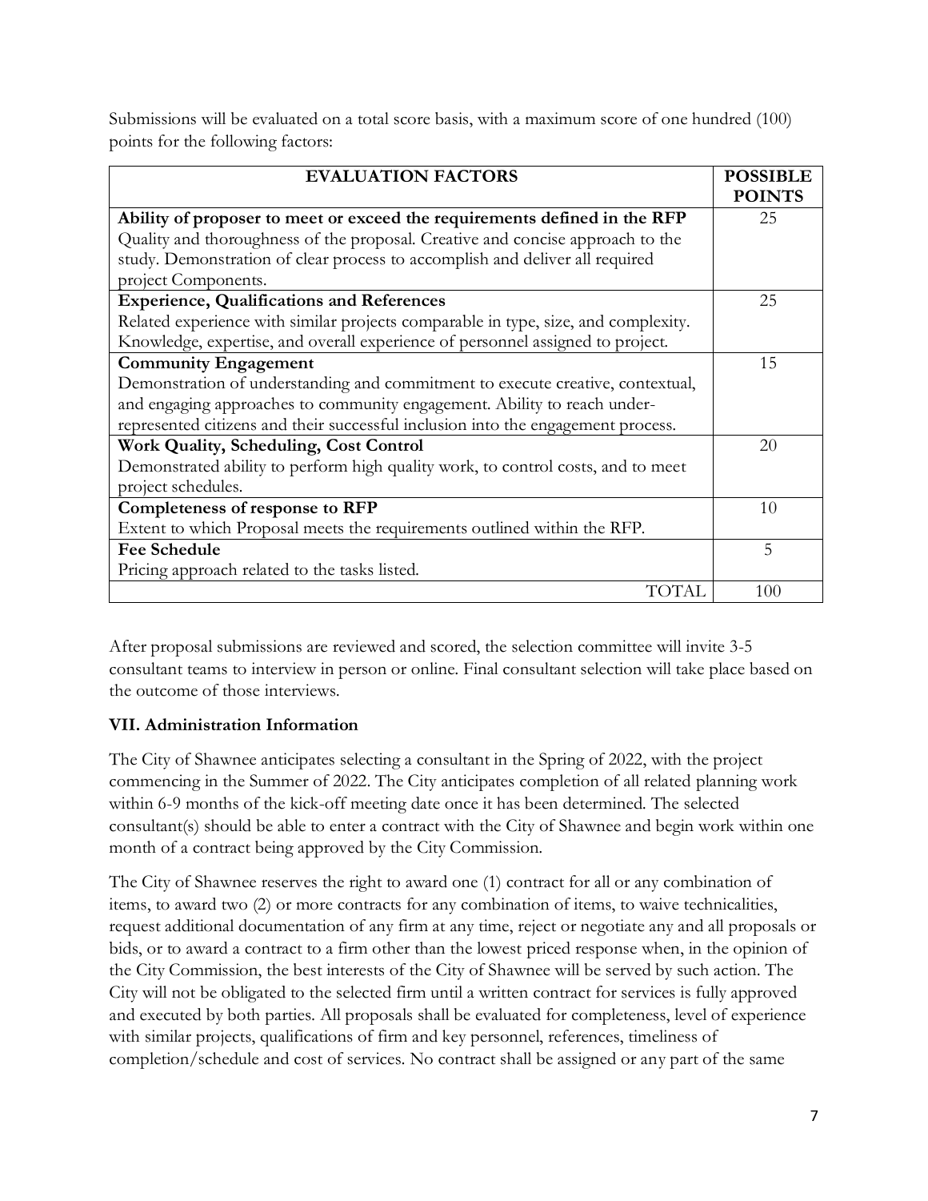Submissions will be evaluated on a total score basis, with a maximum score of one hundred (100) points for the following factors:

| EVALUATION FACTORS | POSSIBLE POINTS |
|---|---|
| **Ability of proposer to meet or exceed the requirements defined in the RFP** Quality and thoroughness of the proposal. Creative and concise approach to the study. Demonstration of clear process to accomplish and deliver all required project Components. | 25 |
| **Experience, Qualifications and References** Related experience with similar projects comparable in type, size, and complexity. Knowledge, expertise, and overall experience of personnel assigned to project. | 25 |
| **Community Engagement** Demonstration of understanding and commitment to execute creative, contextual, and engaging approaches to community engagement. Ability to reach under-represented citizens and their successful inclusion into the engagement process. | 15 |
| **Work Quality, Scheduling, Cost Control** Demonstrated ability to perform high quality work, to control costs, and to meet project schedules. | 20 |
| **Completeness of response to RFP** Extent to which Proposal meets the requirements outlined within the RFP. | 10 |
| **Fee Schedule** Pricing approach related to the tasks listed. | 5 |
| TOTAL | 100 |

After proposal submissions are reviewed and scored, the selection committee will invite 3-5 consultant teams to interview in person or online. Final consultant selection will take place based on the outcome of those interviews.

## VII. Administration Information

The City of Shawnee anticipates selecting a consultant in the Spring of 2022, with the project commencing in the Summer of 2022. The City anticipates completion of all related planning work within 6-9 months of the kick-off meeting date once it has been determined. The selected consultant(s) should be able to enter a contract with the City of Shawnee and begin work within one month of a contract being approved by the City Commission.

The City of Shawnee reserves the right to award one (1) contract for all or any combination of items, to award two (2) or more contracts for any combination of items, to waive technicalities, request additional documentation of any firm at any time, reject or negotiate any and all proposals or bids, or to award a contract to a firm other than the lowest priced response when, in the opinion of the City Commission, the best interests of the City of Shawnee will be served by such action. The City will not be obligated to the selected firm until a written contract for services is fully approved and executed by both parties. All proposals shall be evaluated for completeness, level of experience with similar projects, qualifications of firm and key personnel, references, timeliness of completion/schedule and cost of services. No contract shall be assigned or any part of the same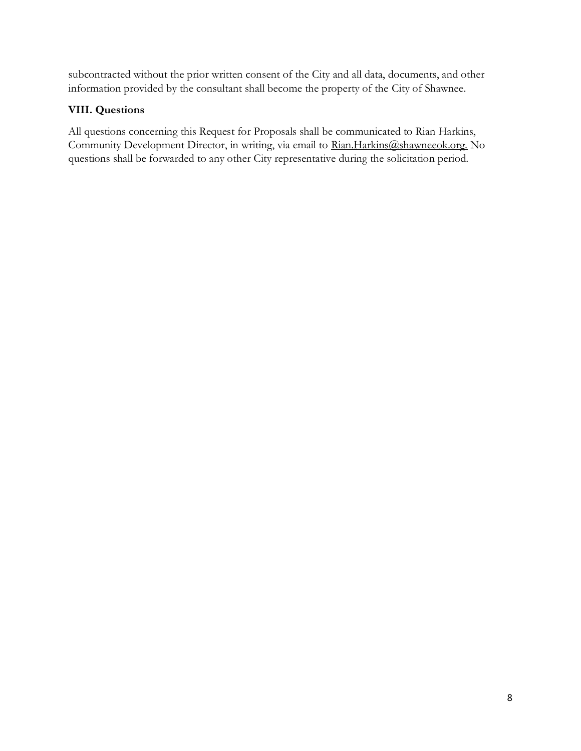subcontracted without the prior written consent of the City and all data, documents, and other information provided by the consultant shall become the property of the City of Shawnee.

### VIII. Questions

All questions concerning this Request for Proposals shall be communicated to Rian Harkins, Community Development Director, in writing, via email to Rian.Harkins@shawneeok.org. No questions shall be forwarded to any other City representative during the solicitation period.